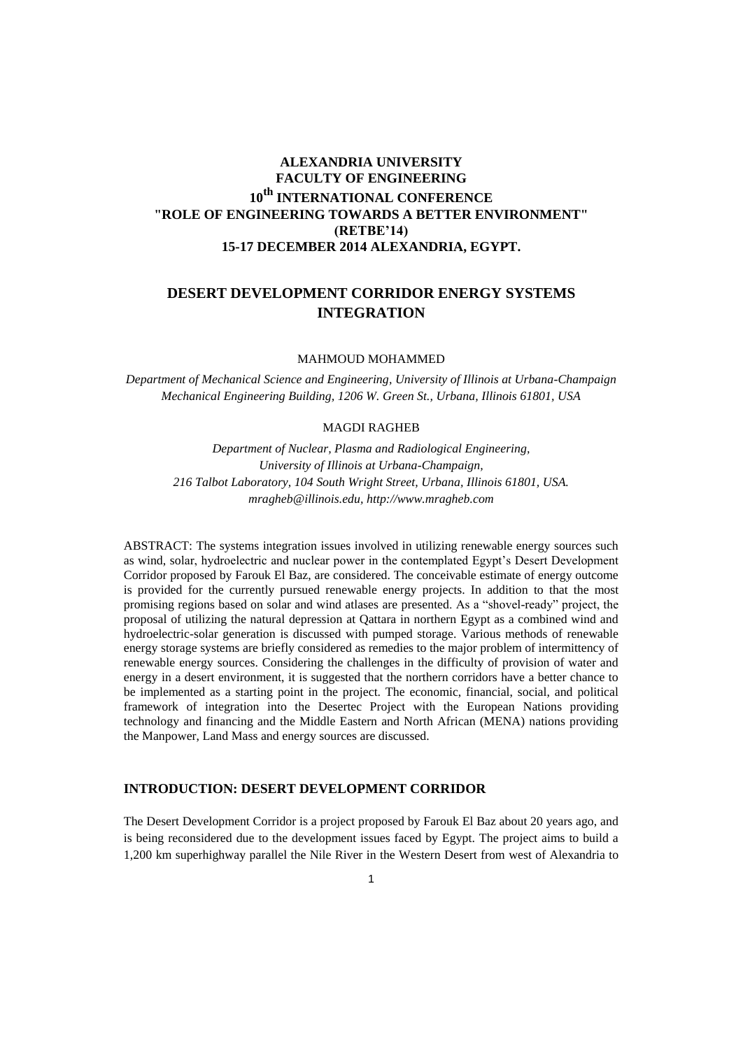**ALEXANDRIA UNIVERSITY**
**FACULTY OF ENGINEERING**
**10th INTERNATIONAL CONFERENCE**
**"ROLE OF ENGINEERING TOWARDS A BETTER ENVIRONMENT"**
**(RETBE'14)**
**15-17 DECEMBER 2014 ALEXANDRIA, EGYPT.**

# DESERT DEVELOPMENT CORRIDOR ENERGY SYSTEMS INTEGRATION

MAHMOUD MOHAMMED

*Department of Mechanical Science and Engineering, University of Illinois at Urbana-Champaign*
*Mechanical Engineering Building, 1206 W. Green St., Urbana, Illinois 61801, USA*

MAGDI RAGHEB

*Department of Nuclear, Plasma and Radiological Engineering,*
*University of Illinois at Urbana-Champaign,*
*216 Talbot Laboratory, 104 South Wright Street, Urbana, Illinois 61801, USA.*
*mragheb@illinois.edu, http://www.mragheb.com*

ABSTRACT: The systems integration issues involved in utilizing renewable energy sources such as wind, solar, hydroelectric and nuclear power in the contemplated Egypt's Desert Development Corridor proposed by Farouk El Baz, are considered. The conceivable estimate of energy outcome is provided for the currently pursued renewable energy projects. In addition to that the most promising regions based on solar and wind atlases are presented. As a "shovel-ready" project, the proposal of utilizing the natural depression at Qattara in northern Egypt as a combined wind and hydroelectric-solar generation is discussed with pumped storage. Various methods of renewable energy storage systems are briefly considered as remedies to the major problem of intermittency of renewable energy sources. Considering the challenges in the difficulty of provision of water and energy in a desert environment, it is suggested that the northern corridors have a better chance to be implemented as a starting point in the project. The economic, financial, social, and political framework of integration into the Desertec Project with the European Nations providing technology and financing and the Middle Eastern and North African (MENA) nations providing the Manpower, Land Mass and energy sources are discussed.

## INTRODUCTION: DESERT DEVELOPMENT CORRIDOR

The Desert Development Corridor is a project proposed by Farouk El Baz about 20 years ago, and is being reconsidered due to the development issues faced by Egypt. The project aims to build a 1,200 km superhighway parallel the Nile River in the Western Desert from west of Alexandria to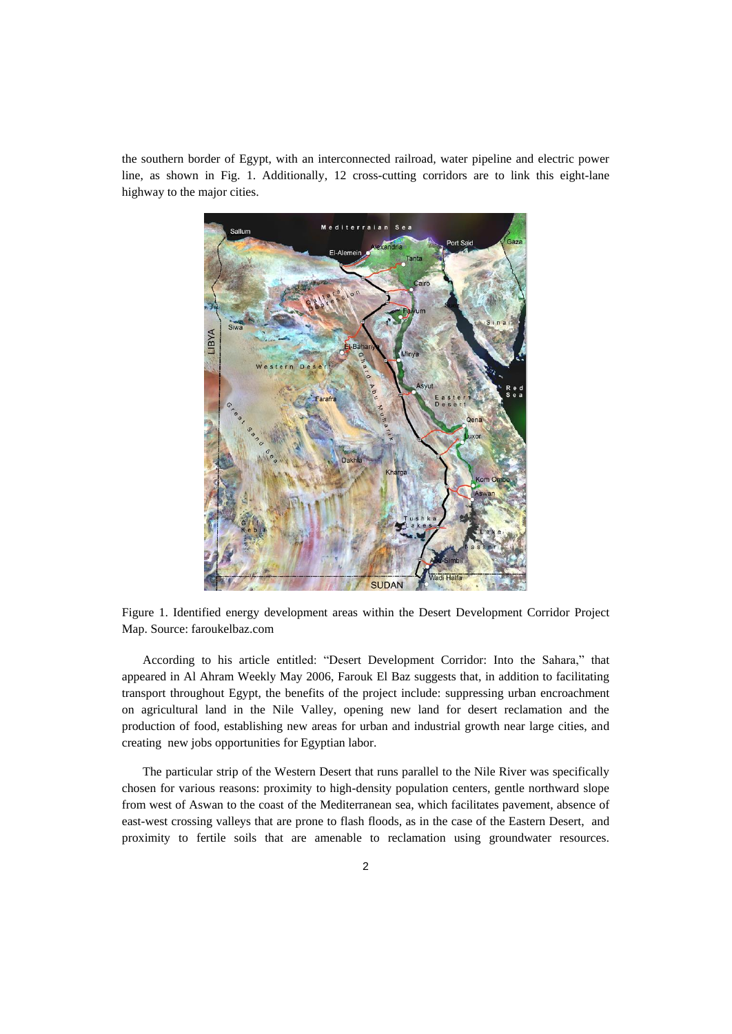the southern border of Egypt, with an interconnected railroad, water pipeline and electric power line, as shown in Fig. 1. Additionally, 12 cross-cutting corridors are to link this eight-lane highway to the major cities.

Figure 1. Identified energy development areas within the Desert Development Corridor Project Map. Source: faroukelbaz.com

According to his article entitled: "Desert Development Corridor: Into the Sahara," that appeared in Al Ahram Weekly May 2006, Farouk El Baz suggests that, in addition to facilitating transport throughout Egypt, the benefits of the project include: suppressing urban encroachment on agricultural land in the Nile Valley, opening new land for desert reclamation and the production of food, establishing new areas for urban and industrial growth near large cities, and creating new jobs opportunities for Egyptian labor.

The particular strip of the Western Desert that runs parallel to the Nile River was specifically chosen for various reasons: proximity to high-density population centers, gentle northward slope from west of Aswan to the coast of the Mediterranean sea, which facilitates pavement, absence of east-west crossing valleys that are prone to flash floods, as in the case of the Eastern Desert, and proximity to fertile soils that are amenable to reclamation using groundwater resources.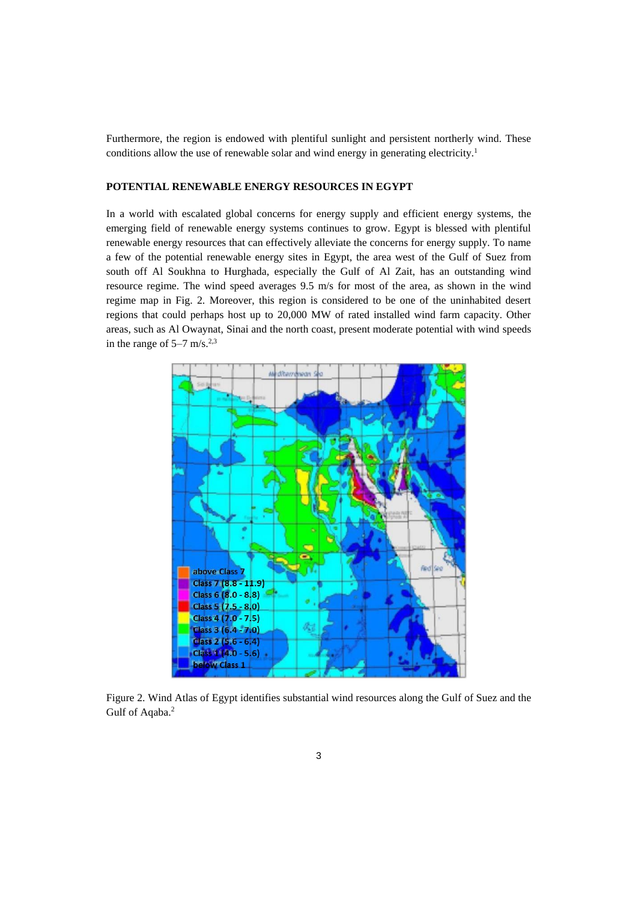Furthermore, the region is endowed with plentiful sunlight and persistent northerly wind. These conditions allow the use of renewable solar and wind energy in generating electricity.[1]

## POTENTIAL RENEWABLE ENERGY RESOURCES IN EGYPT

In a world with escalated global concerns for energy supply and efficient energy systems, the emerging field of renewable energy systems continues to grow. Egypt is blessed with plentiful renewable energy resources that can effectively alleviate the concerns for energy supply. To name a few of the potential renewable energy sites in Egypt, the area west of the Gulf of Suez from south off Al Soukhna to Hurghada, especially the Gulf of Al Zait, has an outstanding wind resource regime. The wind speed averages 9.5 m/s for most of the area, as shown in the wind regime map in Fig. 2. Moreover, this region is considered to be one of the uninhabited desert regions that could perhaps host up to 20,000 MW of rated installed wind farm capacity. Other areas, such as Al Owaynat, Sinai and the north coast, present moderate potential with wind speeds in the range of 5–7 m/s.[2,3]

Mediterranean Sea

Red Sea

above Class 7
Class 7 (8.8 - 11.9)
Class 6 (8.0 - 8.8)
Class 5 (7.5 - 8.0)
Class 4 (7.0 - 7.5)
Class 3 (6.4 - 7.0)
Class 2 (5.6 - 6.4)
Class 1 (4.0 - 5.6)
below Class 1

Figure 2. Wind Atlas of Egypt identifies substantial wind resources along the Gulf of Suez and the Gulf of Aqaba.[2]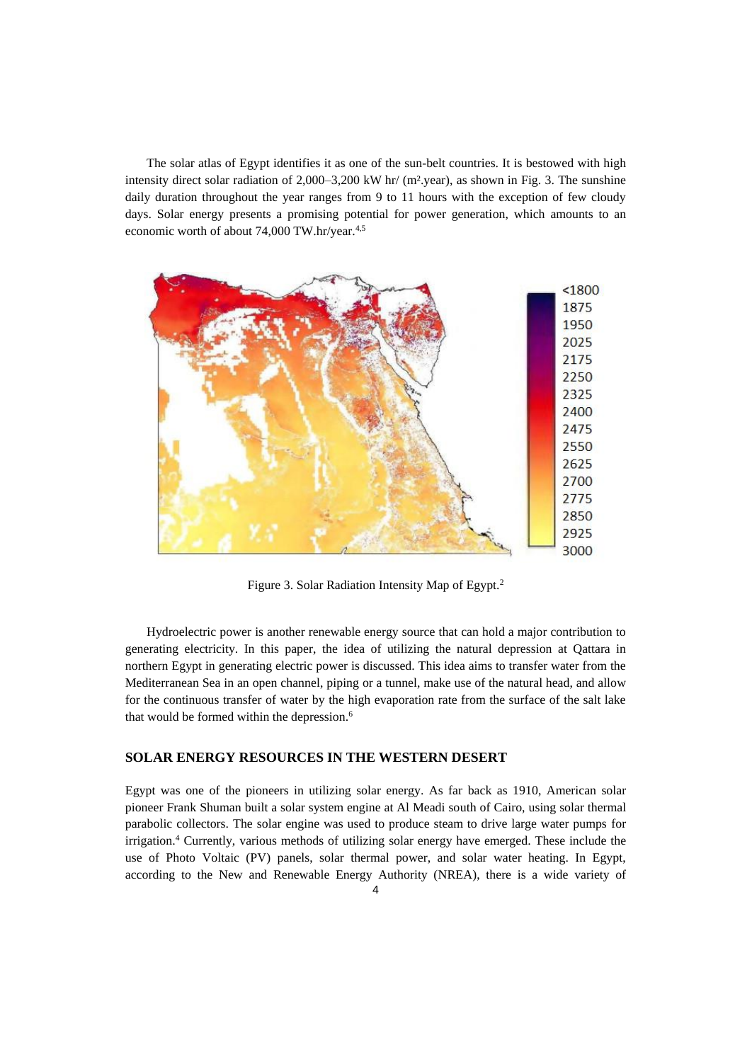The solar atlas of Egypt identifies it as one of the sun-belt countries. It is bestowed with high intensity direct solar radiation of 2,000–3,200 kW hr/ (m².year), as shown in Fig. 3. The sunshine daily duration throughout the year ranges from 9 to 11 hours with the exception of few cloudy days. Solar energy presents a promising potential for power generation, which amounts to an economic worth of about 74,000 TW.hr/year.[4,5]

<1800
1875
1950
2025
2175
2250
2325
2400
2475
2550
2625
2700
2775
2850
2925
3000

Figure 3. Solar Radiation Intensity Map of Egypt.[2]

Hydroelectric power is another renewable energy source that can hold a major contribution to generating electricity. In this paper, the idea of utilizing the natural depression at Qattara in northern Egypt in generating electric power is discussed. This idea aims to transfer water from the Mediterranean Sea in an open channel, piping or a tunnel, make use of the natural head, and allow for the continuous transfer of water by the high evaporation rate from the surface of the salt lake that would be formed within the depression.[6]

## SOLAR ENERGY RESOURCES IN THE WESTERN DESERT

Egypt was one of the pioneers in utilizing solar energy. As far back as 1910, American solar pioneer Frank Shuman built a solar system engine at Al Meadi south of Cairo, using solar thermal parabolic collectors. The solar engine was used to produce steam to drive large water pumps for irrigation.[4] Currently, various methods of utilizing solar energy have emerged. These include the use of Photo Voltaic (PV) panels, solar thermal power, and solar water heating. In Egypt, according to the New and Renewable Energy Authority (NREA), there is a wide variety of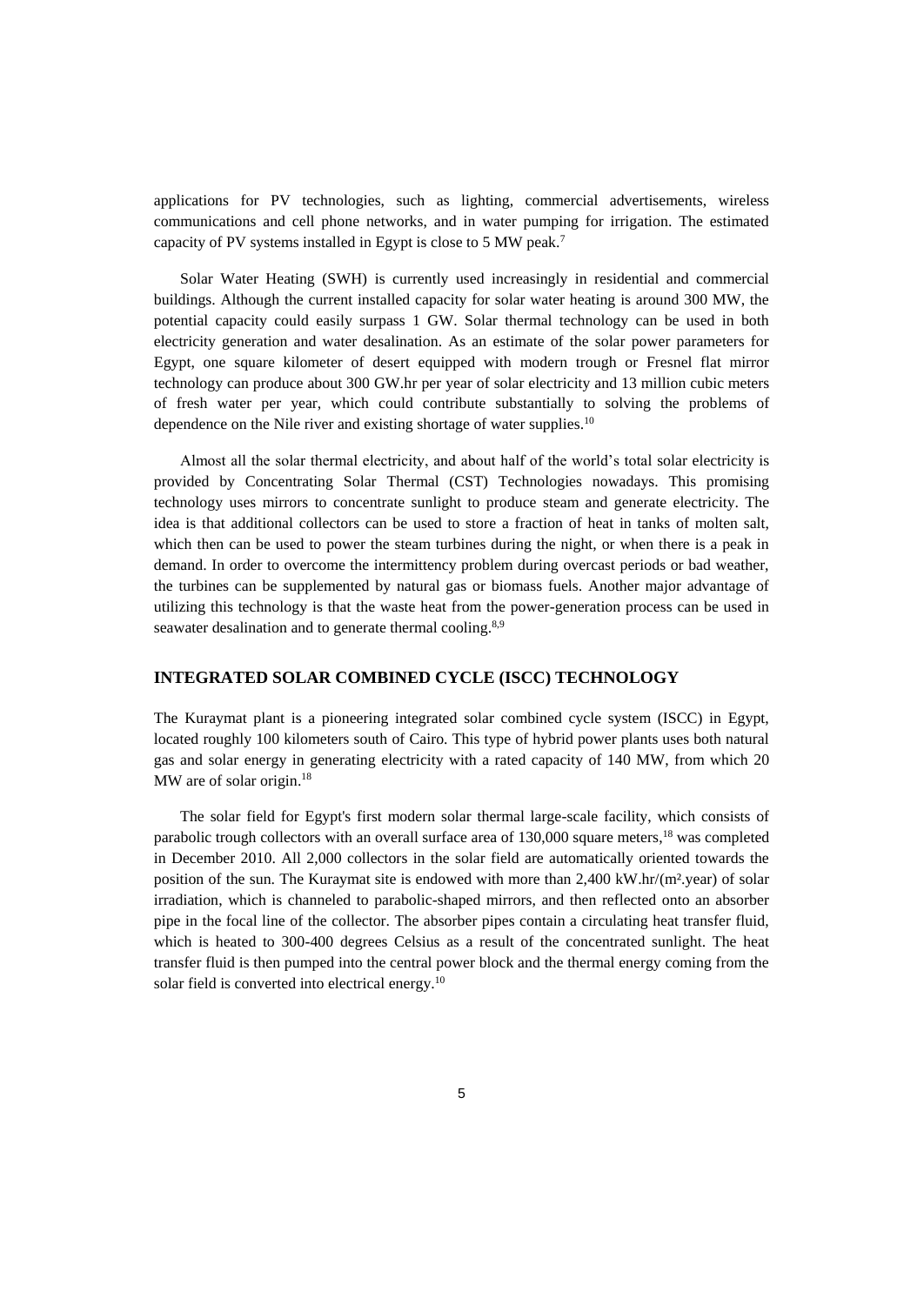applications for PV technologies, such as lighting, commercial advertisements, wireless communications and cell phone networks, and in water pumping for irrigation. The estimated capacity of PV systems installed in Egypt is close to 5 MW peak.[7]

Solar Water Heating (SWH) is currently used increasingly in residential and commercial buildings. Although the current installed capacity for solar water heating is around 300 MW, the potential capacity could easily surpass 1 GW. Solar thermal technology can be used in both electricity generation and water desalination. As an estimate of the solar power parameters for Egypt, one square kilometer of desert equipped with modern trough or Fresnel flat mirror technology can produce about 300 GW.hr per year of solar electricity and 13 million cubic meters of fresh water per year, which could contribute substantially to solving the problems of dependence on the Nile river and existing shortage of water supplies.[10]

Almost all the solar thermal electricity, and about half of the world's total solar electricity is provided by Concentrating Solar Thermal (CST) Technologies nowadays. This promising technology uses mirrors to concentrate sunlight to produce steam and generate electricity. The idea is that additional collectors can be used to store a fraction of heat in tanks of molten salt, which then can be used to power the steam turbines during the night, or when there is a peak in demand. In order to overcome the intermittency problem during overcast periods or bad weather, the turbines can be supplemented by natural gas or biomass fuels. Another major advantage of utilizing this technology is that the waste heat from the power-generation process can be used in seawater desalination and to generate thermal cooling.[8,9]

## INTEGRATED SOLAR COMBINED CYCLE (ISCC) TECHNOLOGY

The Kuraymat plant is a pioneering integrated solar combined cycle system (ISCC) in Egypt, located roughly 100 kilometers south of Cairo. This type of hybrid power plants uses both natural gas and solar energy in generating electricity with a rated capacity of 140 MW, from which 20 MW are of solar origin.[18]

The solar field for Egypt's first modern solar thermal large-scale facility, which consists of parabolic trough collectors with an overall surface area of 130,000 square meters,[18] was completed in December 2010. All 2,000 collectors in the solar field are automatically oriented towards the position of the sun. The Kuraymat site is endowed with more than 2,400 kW.hr/(m$^2$.year) of solar irradiation, which is channeled to parabolic-shaped mirrors, and then reflected onto an absorber pipe in the focal line of the collector. The absorber pipes contain a circulating heat transfer fluid, which is heated to 300-400 degrees Celsius as a result of the concentrated sunlight. The heat transfer fluid is then pumped into the central power block and the thermal energy coming from the solar field is converted into electrical energy.[10]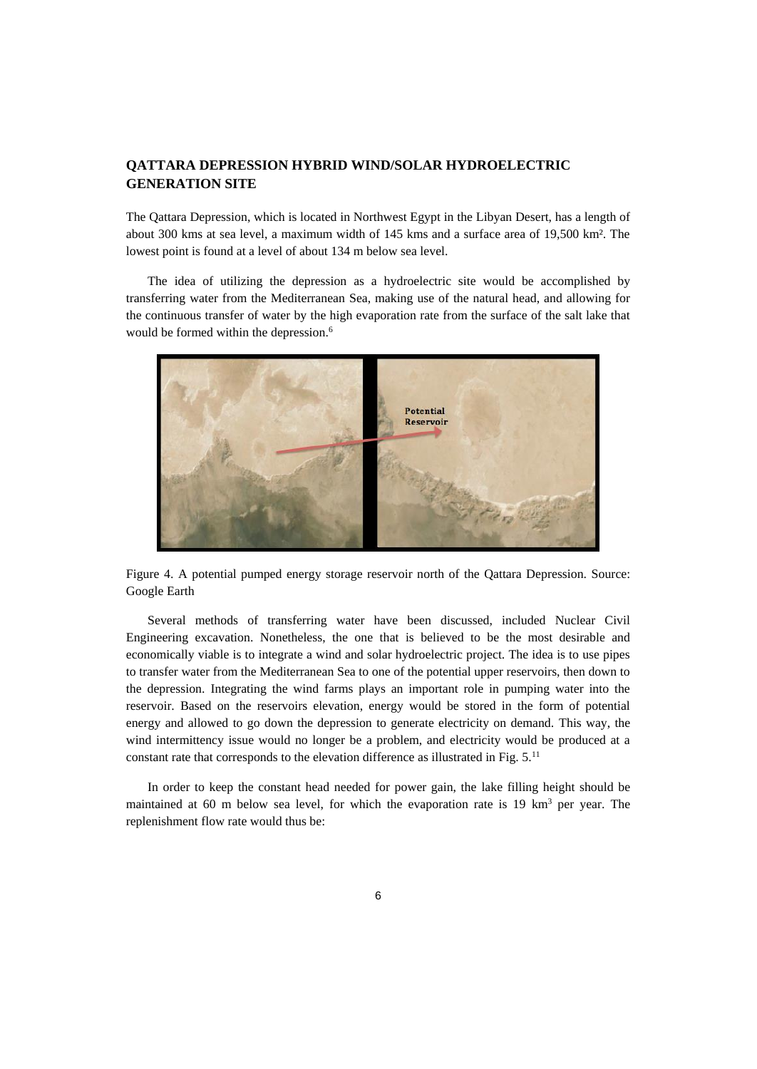## QATTARA DEPRESSION HYBRID WIND/SOLAR HYDROELECTRIC GENERATION SITE

The Qattara Depression, which is located in Northwest Egypt in the Libyan Desert, has a length of about 300 kms at sea level, a maximum width of 145 kms and a surface area of 19,500 km². The lowest point is found at a level of about 134 m below sea level.

The idea of utilizing the depression as a hydroelectric site would be accomplished by transferring water from the Mediterranean Sea, making use of the natural head, and allowing for the continuous transfer of water by the high evaporation rate from the surface of the salt lake that would be formed within the depression.[6]

Potential Reservoir

Figure 4. A potential pumped energy storage reservoir north of the Qattara Depression. Source: Google Earth

Several methods of transferring water have been discussed, included Nuclear Civil Engineering excavation. Nonetheless, the one that is believed to be the most desirable and economically viable is to integrate a wind and solar hydroelectric project. The idea is to use pipes to transfer water from the Mediterranean Sea to one of the potential upper reservoirs, then down to the depression. Integrating the wind farms plays an important role in pumping water into the reservoir. Based on the reservoirs elevation, energy would be stored in the form of potential energy and allowed to go down the depression to generate electricity on demand. This way, the wind intermittency issue would no longer be a problem, and electricity would be produced at a constant rate that corresponds to the elevation difference as illustrated in Fig. 5.[11]

In order to keep the constant head needed for power gain, the lake filling height should be maintained at 60 m below sea level, for which the evaporation rate is 19 km$^3$ per year. The replenishment flow rate would thus be: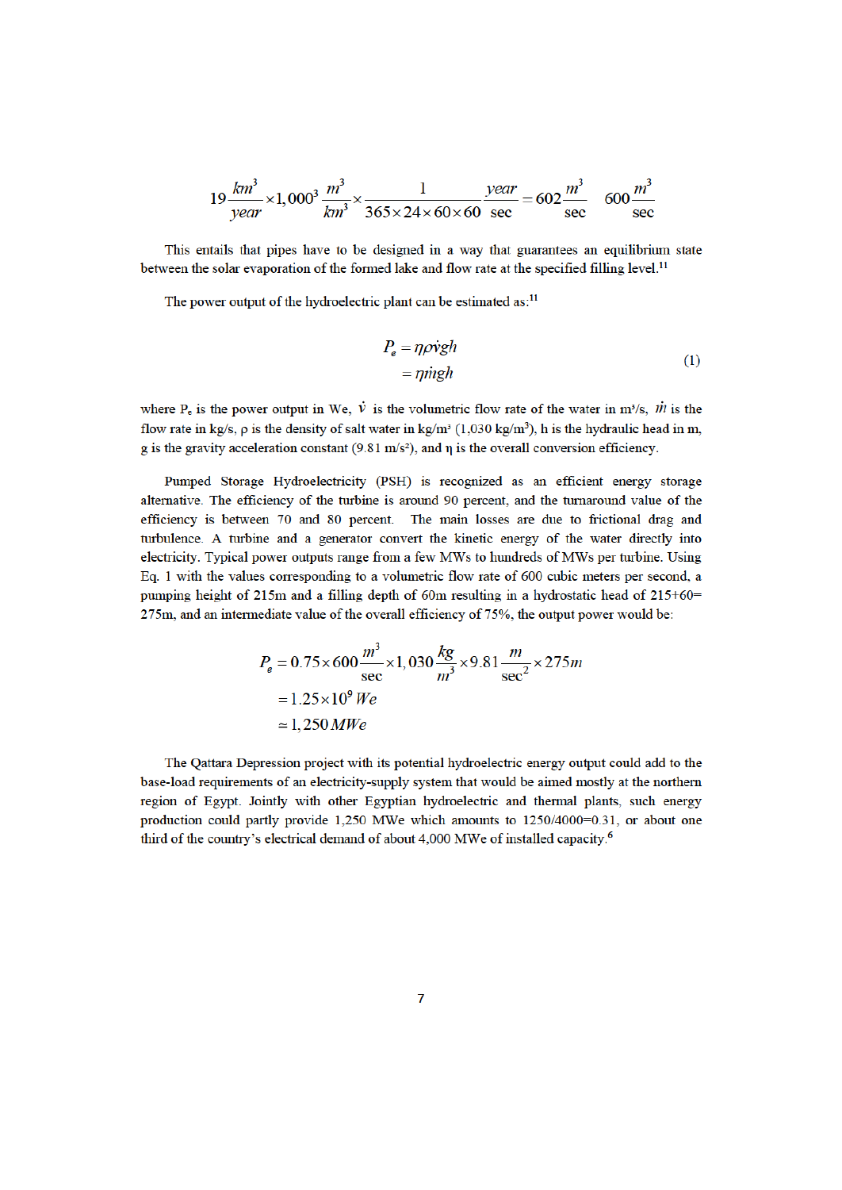$$19\frac{km^3}{year}\times 1{,}000^3\frac{m^3}{km^3}\times\frac{1}{365\times 24\times 60\times 60}\frac{year}{\sec}=602\frac{m^3}{\sec}\quad 600\frac{m^3}{\sec}$$

This entails that pipes have to be designed in a way that guarantees an equilibrium state between the solar evaporation of the formed lake and flow rate at the specified filling level.[11]

The power output of the hydroelectric plant can be estimated as:[11]

$$\begin{aligned} P_e &= \eta\rho\dot{v}gh \\ &= \eta\dot{m}gh \end{aligned} \tag{1}$$

where $P_e$ is the power output in We, $\dot{v}$ is the volumetric flow rate of the water in m³/s, $\dot{m}$ is the flow rate in kg/s, ρ is the density of salt water in kg/m³ (1,030 kg/m³), h is the hydraulic head in m, g is the gravity acceleration constant (9.81 m/s²), and η is the overall conversion efficiency.

Pumped Storage Hydroelectricity (PSH) is recognized as an efficient energy storage alternative. The efficiency of the turbine is around 90 percent, and the turnaround value of the efficiency is between 70 and 80 percent. The main losses are due to frictional drag and turbulence. A turbine and a generator convert the kinetic energy of the water directly into electricity. Typical power outputs range from a few MWs to hundreds of MWs per turbine. Using Eq. 1 with the values corresponding to a volumetric flow rate of 600 cubic meters per second, a pumping height of 215m and a filling depth of 60m resulting in a hydrostatic head of 215+60= 275m, and an intermediate value of the overall efficiency of 75%, the output power would be:

$$\begin{aligned} P_e &= 0.75\times 600\frac{m^3}{\sec}\times 1{,}030\frac{kg}{m^3}\times 9.81\frac{m}{\sec^2}\times 275m \\ &= 1.25\times 10^9\ We \\ &\simeq 1{,}250\ MWe \end{aligned}$$

The Qattara Depression project with its potential hydroelectric energy output could add to the base-load requirements of an electricity-supply system that would be aimed mostly at the northern region of Egypt. Jointly with other Egyptian hydroelectric and thermal plants, such energy production could partly provide 1,250 MWe which amounts to 1250/4000=0.31, or about one third of the country's electrical demand of about 4,000 MWe of installed capacity.[6]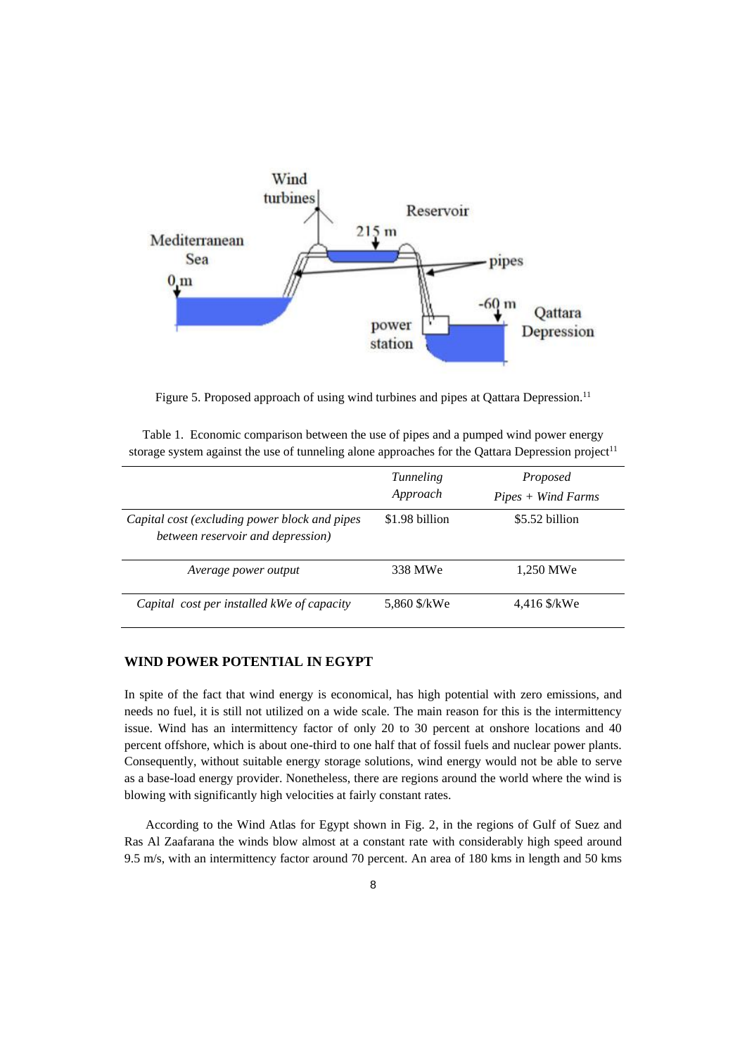Figure 5. Proposed approach of using wind turbines and pipes at Qattara Depression.[11]

Table 1. Economic comparison between the use of pipes and a pumped wind power energy storage system against the use of tunneling alone approaches for the Qattara Depression project[11]

| | *Tunneling Approach* | *Proposed Pipes + Wind Farms* |
|---|---|---|
| *Capital cost (excluding power block and pipes between reservoir and depression)* | \$1.98 billion | \$5.52 billion |
| *Average power output* | 338 MWe | 1,250 MWe |
| *Capital cost per installed kWe of capacity* | 5,860 \$/kWe | 4,416 \$/kWe |

## WIND POWER POTENTIAL IN EGYPT

In spite of the fact that wind energy is economical, has high potential with zero emissions, and needs no fuel, it is still not utilized on a wide scale. The main reason for this is the intermittency issue. Wind has an intermittency factor of only 20 to 30 percent at onshore locations and 40 percent offshore, which is about one-third to one half that of fossil fuels and nuclear power plants. Consequently, without suitable energy storage solutions, wind energy would not be able to serve as a base-load energy provider. Nonetheless, there are regions around the world where the wind is blowing with significantly high velocities at fairly constant rates.

According to the Wind Atlas for Egypt shown in Fig. 2, in the regions of Gulf of Suez and Ras Al Zaafarana the winds blow almost at a constant rate with considerably high speed around 9.5 m/s, with an intermittency factor around 70 percent. An area of 180 kms in length and 50 kms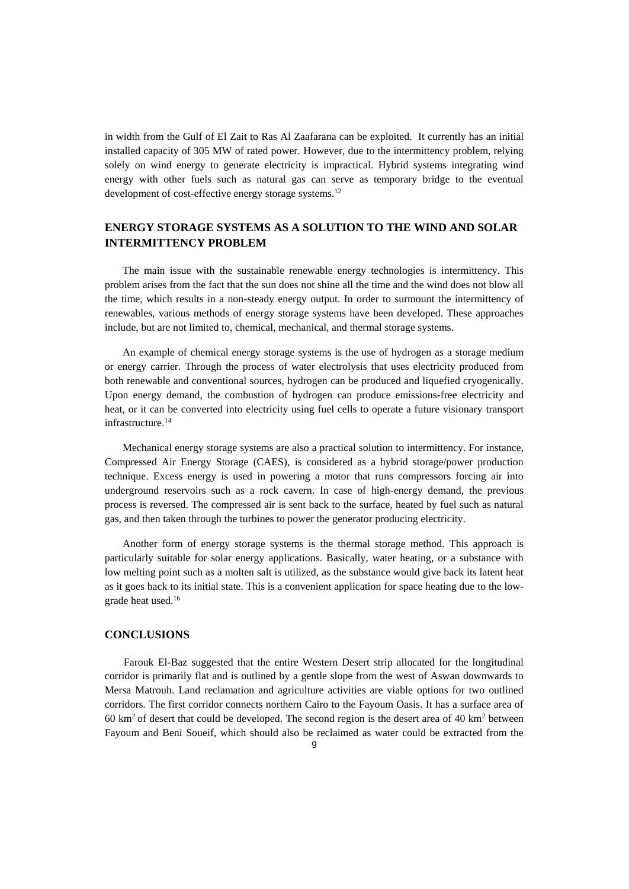in width from the Gulf of El Zait to Ras Al Zaafarana can be exploited. It currently has an initial installed capacity of 305 MW of rated power. However, due to the intermittency problem, relying solely on wind energy to generate electricity is impractical. Hybrid systems integrating wind energy with other fuels such as natural gas can serve as temporary bridge to the eventual development of cost-effective energy storage systems.[12]

## ENERGY STORAGE SYSTEMS AS A SOLUTION TO THE WIND AND SOLAR INTERMITTENCY PROBLEM

The main issue with the sustainable renewable energy technologies is intermittency. This problem arises from the fact that the sun does not shine all the time and the wind does not blow all the time, which results in a non-steady energy output. In order to surmount the intermittency of renewables, various methods of energy storage systems have been developed. These approaches include, but are not limited to, chemical, mechanical, and thermal storage systems.

An example of chemical energy storage systems is the use of hydrogen as a storage medium or energy carrier. Through the process of water electrolysis that uses electricity produced from both renewable and conventional sources, hydrogen can be produced and liquefied cryogenically. Upon energy demand, the combustion of hydrogen can produce emissions-free electricity and heat, or it can be converted into electricity using fuel cells to operate a future visionary transport infrastructure.[14]

Mechanical energy storage systems are also a practical solution to intermittency. For instance, Compressed Air Energy Storage (CAES), is considered as a hybrid storage/power production technique. Excess energy is used in powering a motor that runs compressors forcing air into underground reservoirs such as a rock cavern. In case of high-energy demand, the previous process is reversed. The compressed air is sent back to the surface, heated by fuel such as natural gas, and then taken through the turbines to power the generator producing electricity.

Another form of energy storage systems is the thermal storage method. This approach is particularly suitable for solar energy applications. Basically, water heating, or a substance with low melting point such as a molten salt is utilized, as the substance would give back its latent heat as it goes back to its initial state. This is a convenient application for space heating due to the low-grade heat used.[16]

## CONCLUSIONS

Farouk El-Baz suggested that the entire Western Desert strip allocated for the longitudinal corridor is primarily flat and is outlined by a gentle slope from the west of Aswan downwards to Mersa Matrouh. Land reclamation and agriculture activities are viable options for two outlined corridors. The first corridor connects northern Cairo to the Fayoum Oasis. It has a surface area of 60 $km^2$ of desert that could be developed. The second region is the desert area of 40 $km^2$ between Fayoum and Beni Soueif, which should also be reclaimed as water could be extracted from the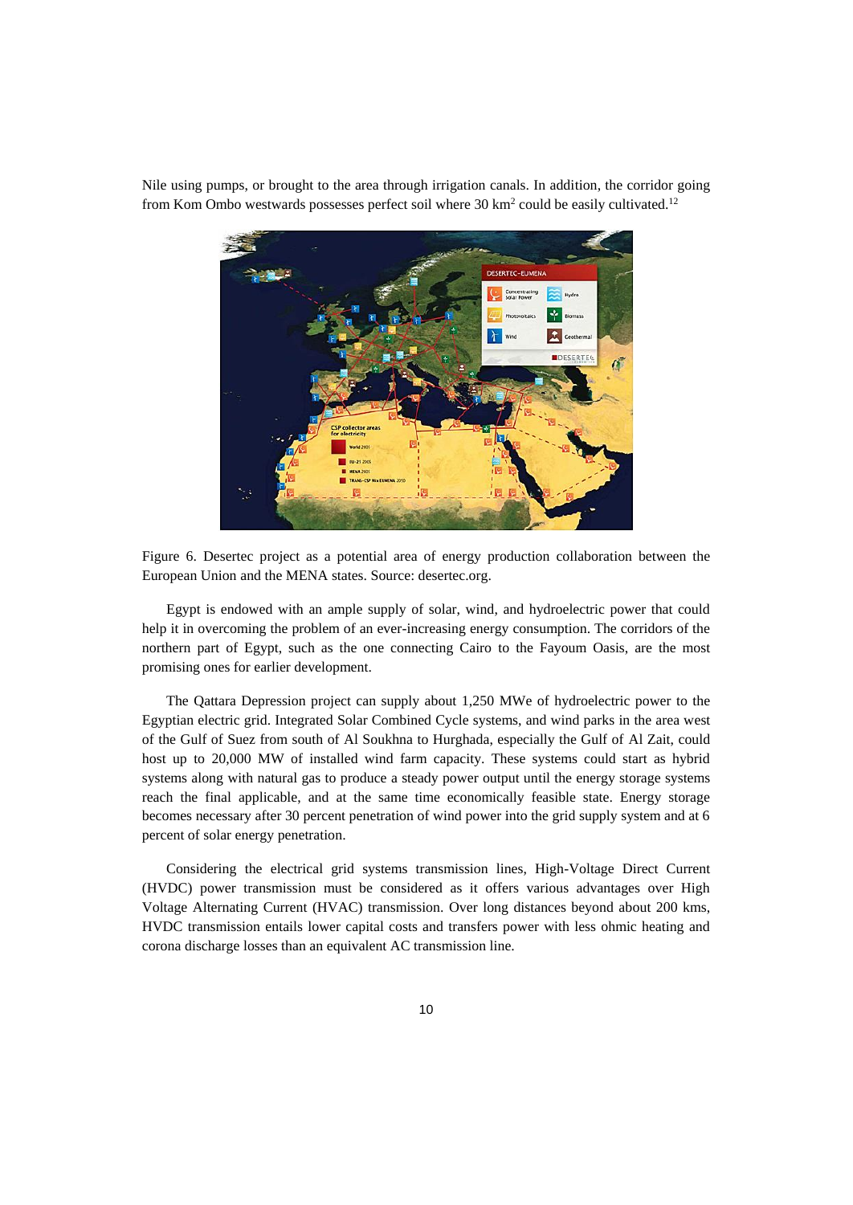Nile using pumps, or brought to the area through irrigation canals. In addition, the corridor going from Kom Ombo westwards possesses perfect soil where 30 km$^2$ could be easily cultivated.[12]

Figure 6. Desertec project as a potential area of energy production collaboration between the European Union and the MENA states. Source: desertec.org.

Egypt is endowed with an ample supply of solar, wind, and hydroelectric power that could help it in overcoming the problem of an ever-increasing energy consumption. The corridors of the northern part of Egypt, such as the one connecting Cairo to the Fayoum Oasis, are the most promising ones for earlier development.

The Qattara Depression project can supply about 1,250 MWe of hydroelectric power to the Egyptian electric grid. Integrated Solar Combined Cycle systems, and wind parks in the area west of the Gulf of Suez from south of Al Soukhna to Hurghada, especially the Gulf of Al Zait, could host up to 20,000 MW of installed wind farm capacity. These systems could start as hybrid systems along with natural gas to produce a steady power output until the energy storage systems reach the final applicable, and at the same time economically feasible state. Energy storage becomes necessary after 30 percent penetration of wind power into the grid supply system and at 6 percent of solar energy penetration.

Considering the electrical grid systems transmission lines, High-Voltage Direct Current (HVDC) power transmission must be considered as it offers various advantages over High Voltage Alternating Current (HVAC) transmission. Over long distances beyond about 200 kms, HVDC transmission entails lower capital costs and transfers power with less ohmic heating and corona discharge losses than an equivalent AC transmission line.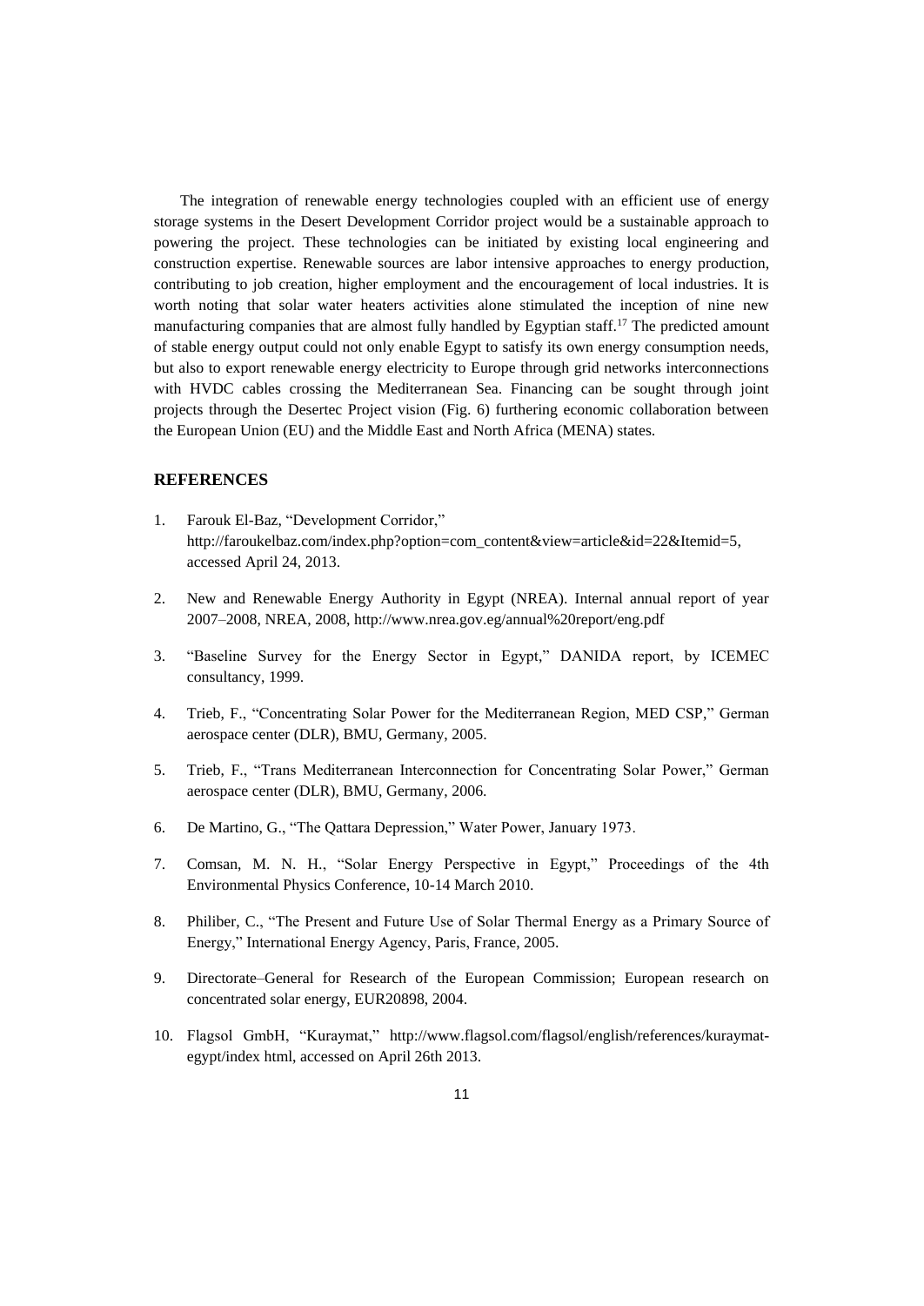The integration of renewable energy technologies coupled with an efficient use of energy storage systems in the Desert Development Corridor project would be a sustainable approach to powering the project. These technologies can be initiated by existing local engineering and construction expertise. Renewable sources are labor intensive approaches to energy production, contributing to job creation, higher employment and the encouragement of local industries. It is worth noting that solar water heaters activities alone stimulated the inception of nine new manufacturing companies that are almost fully handled by Egyptian staff.[17] The predicted amount of stable energy output could not only enable Egypt to satisfy its own energy consumption needs, but also to export renewable energy electricity to Europe through grid networks interconnections with HVDC cables crossing the Mediterranean Sea. Financing can be sought through joint projects through the Desertec Project vision (Fig. 6) furthering economic collaboration between the European Union (EU) and the Middle East and North Africa (MENA) states.

## REFERENCES

1. Farouk El-Baz, "Development Corridor," http://faroukelbaz.com/index.php?option=com_content&view=article&id=22&Itemid=5, accessed April 24, 2013.
2. New and Renewable Energy Authority in Egypt (NREA). Internal annual report of year 2007–2008, NREA, 2008, http://www.nrea.gov.eg/annual%20report/eng.pdf
3. "Baseline Survey for the Energy Sector in Egypt," DANIDA report, by ICEMEC consultancy, 1999.
4. Trieb, F., "Concentrating Solar Power for the Mediterranean Region, MED CSP," German aerospace center (DLR), BMU, Germany, 2005.
5. Trieb, F., "Trans Mediterranean Interconnection for Concentrating Solar Power," German aerospace center (DLR), BMU, Germany, 2006.
6. De Martino, G., "The Qattara Depression," Water Power, January 1973.
7. Comsan, M. N. H., "Solar Energy Perspective in Egypt," Proceedings of the 4th Environmental Physics Conference, 10-14 March 2010.
8. Philiber, C., "The Present and Future Use of Solar Thermal Energy as a Primary Source of Energy," International Energy Agency, Paris, France, 2005.
9. Directorate–General for Research of the European Commission; European research on concentrated solar energy, EUR20898, 2004.
10. Flagsol GmbH, "Kuraymat," http://www.flagsol.com/flagsol/english/references/kuraymat-egypt/index html, accessed on April 26th 2013.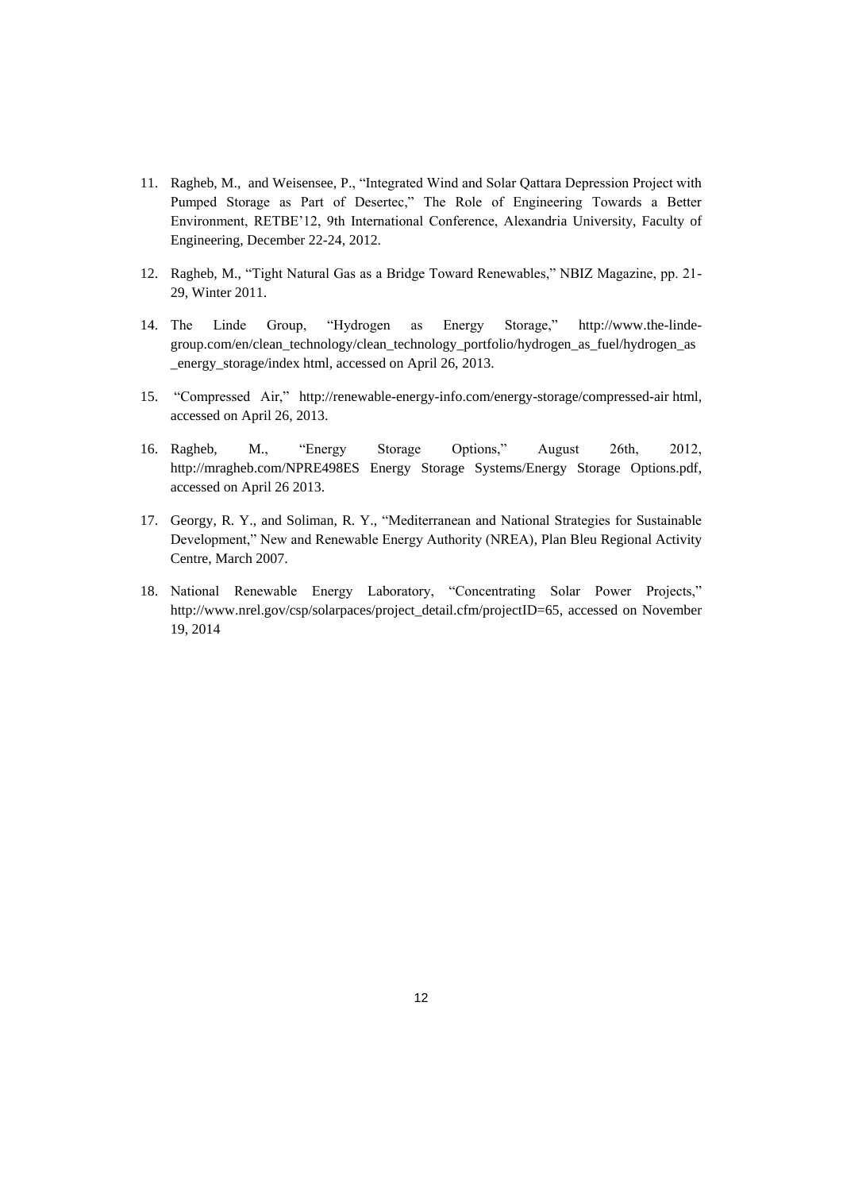11. Ragheb, M., and Weisensee, P., "Integrated Wind and Solar Qattara Depression Project with Pumped Storage as Part of Desertec," The Role of Engineering Towards a Better Environment, RETBE'12, 9th International Conference, Alexandria University, Faculty of Engineering, December 22-24, 2012.

12. Ragheb, M., "Tight Natural Gas as a Bridge Toward Renewables," NBIZ Magazine, pp. 21-29, Winter 2011.

14. The Linde Group, "Hydrogen as Energy Storage," http://www.the-linde-group.com/en/clean_technology/clean_technology_portfolio/hydrogen_as_fuel/hydrogen_as_energy_storage/index html, accessed on April 26, 2013.

15. "Compressed Air," http://renewable-energy-info.com/energy-storage/compressed-air html, accessed on April 26, 2013.

16. Ragheb, M., "Energy Storage Options," August 26th, 2012, http://mragheb.com/NPRE498ES Energy Storage Systems/Energy Storage Options.pdf, accessed on April 26 2013.

17. Georgy, R. Y., and Soliman, R. Y., "Mediterranean and National Strategies for Sustainable Development," New and Renewable Energy Authority (NREA), Plan Bleu Regional Activity Centre, March 2007.

18. National Renewable Energy Laboratory, "Concentrating Solar Power Projects," http://www.nrel.gov/csp/solarpaces/project_detail.cfm/projectID=65, accessed on November 19, 2014